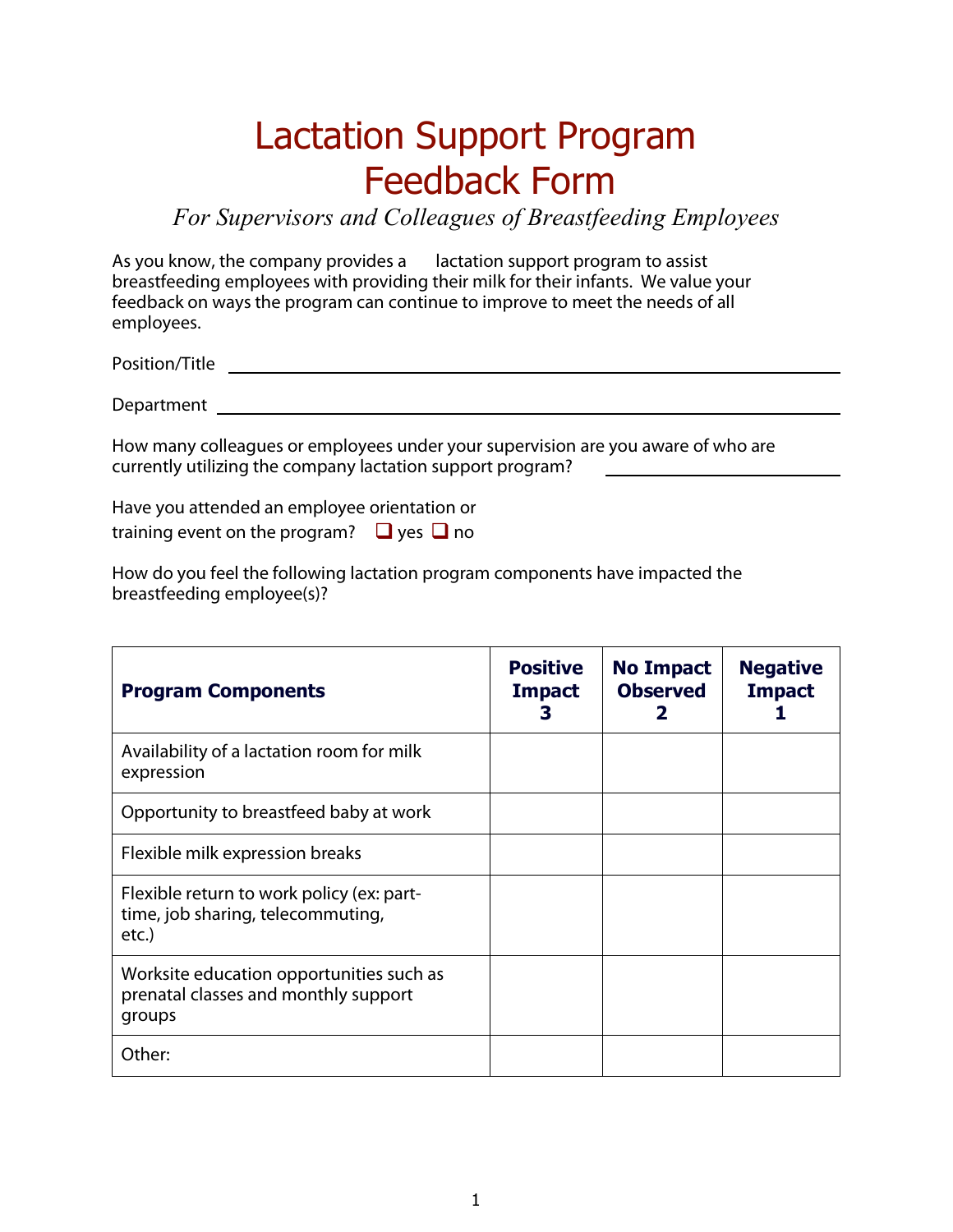# Lactation Support Program Feedback Form

*For Supervisors and Colleagues of Breastfeeding Employees*

As you know, the company provides a lactation support program to assist breastfeeding employees with providing their milk for their infants. We value your feedback on ways the program can continue to improve to meet the needs of all employees.

Position/Title ______________________________________________

Department ______________________________________________

How many colleagues or employees under your supervision are you aware of who are currently utilizing the company lactation support program? ______________

Have you attended an employee orientation or training event on the program? ☐ yes ☐ no

How do you feel the following lactation program components have impacted the breastfeeding employee(s)?

| **Program Components** | **Positive Impact 3** | **No Impact Observed 2** | **Negative Impact 1** |
|---|---|---|---|
| Availability of a lactation room for milk expression | | | |
| Opportunity to breastfeed baby at work | | | |
| Flexible milk expression breaks | | | |
| Flexible return to work policy (ex: part-time, job sharing, telecommuting, etc.) | | | |
| Worksite education opportunities such as prenatal classes and monthly support groups | | | |
| Other: | | | |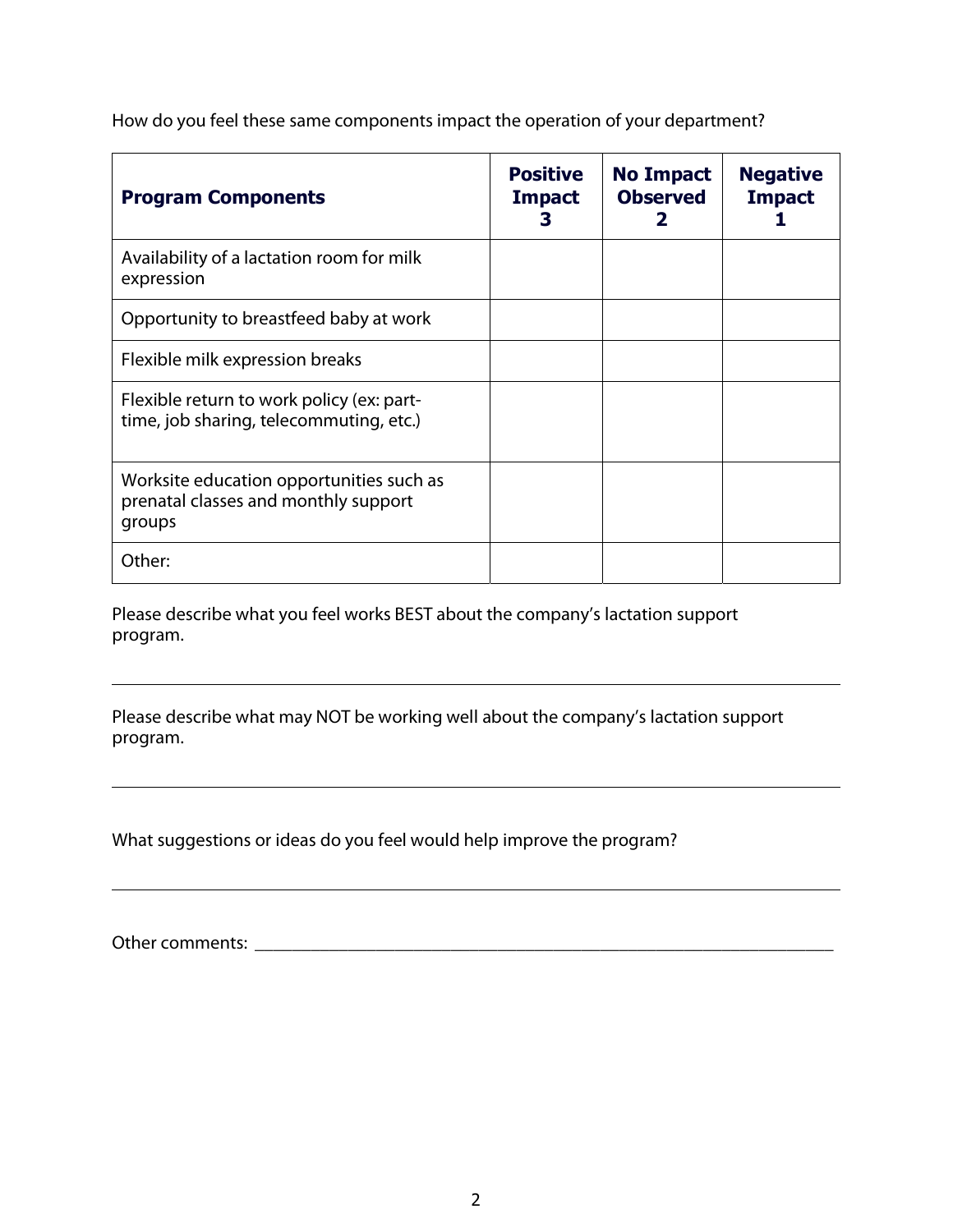How do you feel these same components impact the operation of your department?

| **Program Components** | **Positive Impact 3** | **No Impact Observed 2** | **Negative Impact 1** |
| --- | --- | --- | --- |
| Availability of a lactation room for milk expression | | | |
| Opportunity to breastfeed baby at work | | | |
| Flexible milk expression breaks | | | |
| Flexible return to work policy (ex: part-time, job sharing, telecommuting, etc.) | | | |
| Worksite education opportunities such as prenatal classes and monthly support groups | | | |
| Other: | | | |

Please describe what you feel works BEST about the company's lactation support program.

___

Please describe what may NOT be working well about the company's lactation support program.

___

What suggestions or ideas do you feel would help improve the program?

___

Other comments: ___